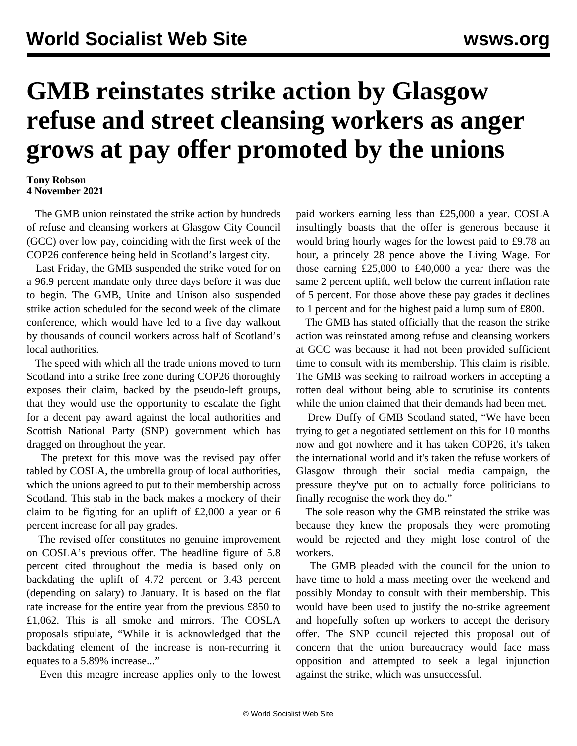# GMB reinstates strike action by Glasgow refuse and street cleansing workers as anger grows at pay offer promoted by the unions

**Tony Robson**
**4 November 2021**

The GMB union reinstated the strike action by hundreds of refuse and cleansing workers at Glasgow City Council (GCC) over low pay, coinciding with the first week of the COP26 conference being held in Scotland's largest city.

Last Friday, the GMB suspended the strike voted for on a 96.9 percent mandate only three days before it was due to begin. The GMB, Unite and Unison also suspended strike action scheduled for the second week of the climate conference, which would have led to a five day walkout by thousands of council workers across half of Scotland's local authorities.

The speed with which all the trade unions moved to turn Scotland into a strike free zone during COP26 thoroughly exposes their claim, backed by the pseudo-left groups, that they would use the opportunity to escalate the fight for a decent pay award against the local authorities and Scottish National Party (SNP) government which has dragged on throughout the year.

The pretext for this move was the revised pay offer tabled by COSLA, the umbrella group of local authorities, which the unions agreed to put to their membership across Scotland. This stab in the back makes a mockery of their claim to be fighting for an uplift of £2,000 a year or 6 percent increase for all pay grades.

The revised offer constitutes no genuine improvement on COSLA's previous offer. The headline figure of 5.8 percent cited throughout the media is based only on backdating the uplift of 4.72 percent or 3.43 percent (depending on salary) to January. It is based on the flat rate increase for the entire year from the previous £850 to £1,062. This is all smoke and mirrors. The COSLA proposals stipulate, "While it is acknowledged that the backdating element of the increase is non-recurring it equates to a 5.89% increase..."

Even this meagre increase applies only to the lowest paid workers earning less than £25,000 a year. COSLA insultingly boasts that the offer is generous because it would bring hourly wages for the lowest paid to £9.78 an hour, a princely 28 pence above the Living Wage. For those earning £25,000 to £40,000 a year there was the same 2 percent uplift, well below the current inflation rate of 5 percent. For those above these pay grades it declines to 1 percent and for the highest paid a lump sum of £800.

The GMB has stated officially that the reason the strike action was reinstated among refuse and cleansing workers at GCC was because it had not been provided sufficient time to consult with its membership. This claim is risible. The GMB was seeking to railroad workers in accepting a rotten deal without being able to scrutinise its contents while the union claimed that their demands had been met.

Drew Duffy of GMB Scotland stated, "We have been trying to get a negotiated settlement on this for 10 months now and got nowhere and it has taken COP26, it's taken the international world and it's taken the refuse workers of Glasgow through their social media campaign, the pressure they've put on to actually force politicians to finally recognise the work they do."

The sole reason why the GMB reinstated the strike was because they knew the proposals they were promoting would be rejected and they might lose control of the workers.

The GMB pleaded with the council for the union to have time to hold a mass meeting over the weekend and possibly Monday to consult with their membership. This would have been used to justify the no-strike agreement and hopefully soften up workers to accept the derisory offer. The SNP council rejected this proposal out of concern that the union bureaucracy would face mass opposition and attempted to seek a legal injunction against the strike, which was unsuccessful.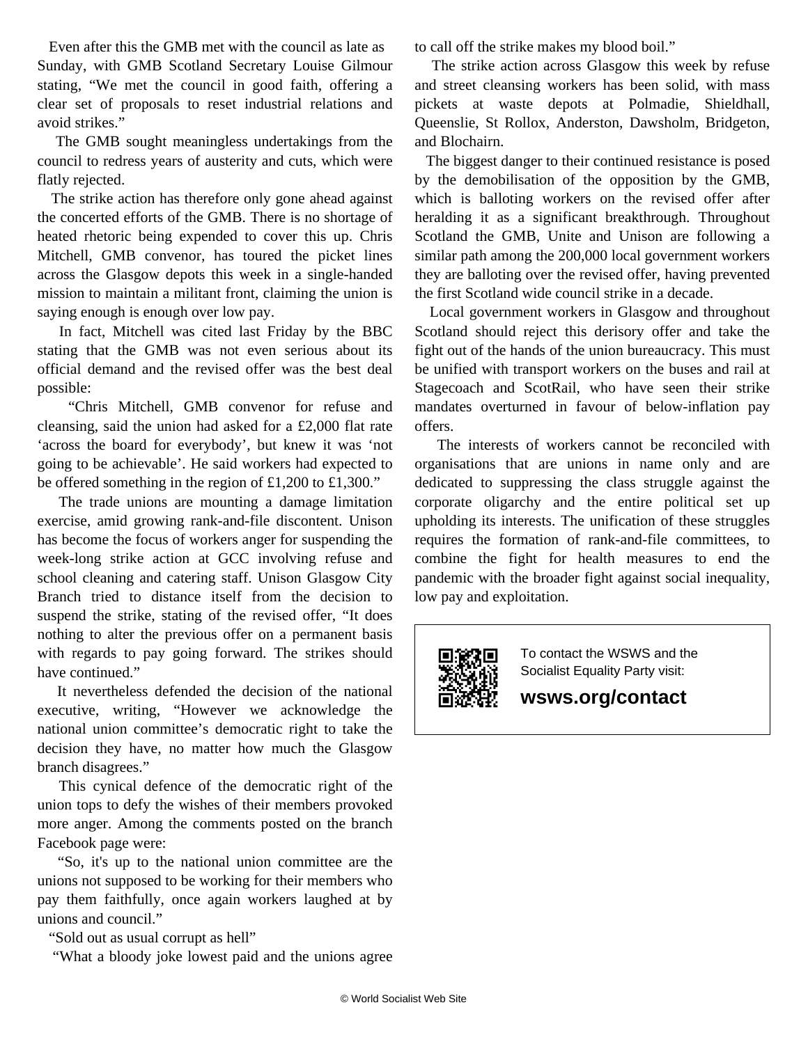Even after this the GMB met with the council as late as Sunday, with GMB Scotland Secretary Louise Gilmour stating, "We met the council in good faith, offering a clear set of proposals to reset industrial relations and avoid strikes."

The GMB sought meaningless undertakings from the council to redress years of austerity and cuts, which were flatly rejected.

The strike action has therefore only gone ahead against the concerted efforts of the GMB. There is no shortage of heated rhetoric being expended to cover this up. Chris Mitchell, GMB convenor, has toured the picket lines across the Glasgow depots this week in a single-handed mission to maintain a militant front, claiming the union is saying enough is enough over low pay.

In fact, Mitchell was cited last Friday by the BBC stating that the GMB was not even serious about its official demand and the revised offer was the best deal possible:

"Chris Mitchell, GMB convenor for refuse and cleansing, said the union had asked for a £2,000 flat rate 'across the board for everybody', but knew it was 'not going to be achievable'. He said workers had expected to be offered something in the region of £1,200 to £1,300."

The trade unions are mounting a damage limitation exercise, amid growing rank-and-file discontent. Unison has become the focus of workers anger for suspending the week-long strike action at GCC involving refuse and school cleaning and catering staff. Unison Glasgow City Branch tried to distance itself from the decision to suspend the strike, stating of the revised offer, "It does nothing to alter the previous offer on a permanent basis with regards to pay going forward. The strikes should have continued."

It nevertheless defended the decision of the national executive, writing, "However we acknowledge the national union committee's democratic right to take the decision they have, no matter how much the Glasgow branch disagrees."

This cynical defence of the democratic right of the union tops to defy the wishes of their members provoked more anger. Among the comments posted on the branch Facebook page were:

"So, it's up to the national union committee are the unions not supposed to be working for their members who pay them faithfully, once again workers laughed at by unions and council."

"Sold out as usual corrupt as hell"

"What a bloody joke lowest paid and the unions agree to call off the strike makes my blood boil."

The strike action across Glasgow this week by refuse and street cleansing workers has been solid, with mass pickets at waste depots at Polmadie, Shieldhall, Queenslie, St Rollox, Anderston, Dawsholm, Bridgeton, and Blochairn.

The biggest danger to their continued resistance is posed by the demobilisation of the opposition by the GMB, which is balloting workers on the revised offer after heralding it as a significant breakthrough. Throughout Scotland the GMB, Unite and Unison are following a similar path among the 200,000 local government workers they are balloting over the revised offer, having prevented the first Scotland wide council strike in a decade.

Local government workers in Glasgow and throughout Scotland should reject this derisory offer and take the fight out of the hands of the union bureaucracy. This must be unified with transport workers on the buses and rail at Stagecoach and ScotRail, who have seen their strike mandates overturned in favour of below-inflation pay offers.

The interests of workers cannot be reconciled with organisations that are unions in name only and are dedicated to suppressing the class struggle against the corporate oligarchy and the entire political set up upholding its interests. The unification of these struggles requires the formation of rank-and-file committees, to combine the fight for health measures to end the pandemic with the broader fight against social inequality, low pay and exploitation.

To contact the WSWS and the Socialist Equality Party visit:

**wsws.org/contact**